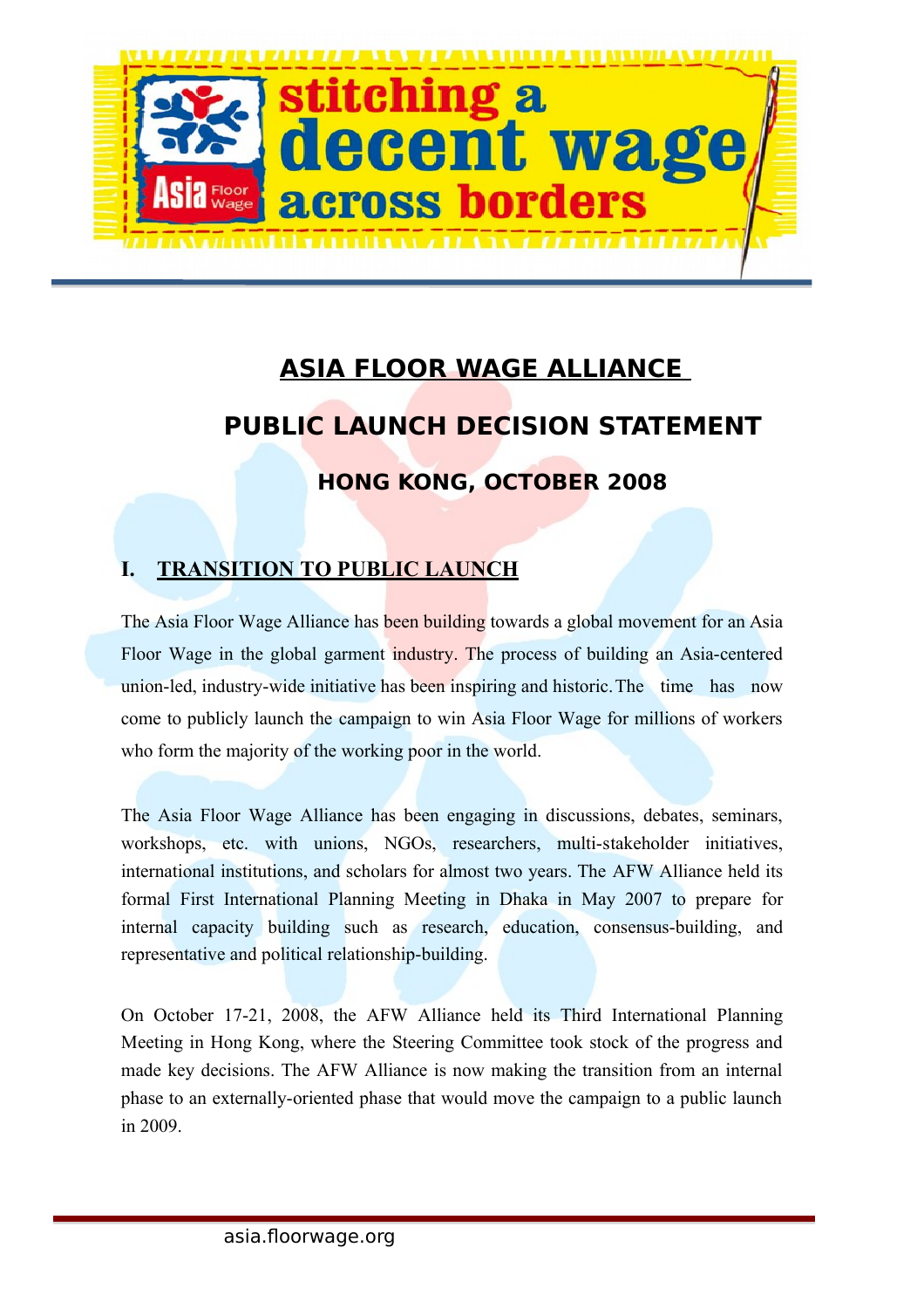# ASIA FLOOR WAGE ALLIANCE

## PUBLIC LAUNCH DECISION STATEMENT

### HONG KONG, OCTOBER 2008

## I. TRANSITION TO PUBLIC LAUNCH

The Asia Floor Wage Alliance has been building towards a global movement for an Asia Floor Wage in the global garment industry. The process of building an Asia-centered union-led, industry-wide initiative has been inspiring and historic. The time has now come to publicly launch the campaign to win Asia Floor Wage for millions of workers who form the majority of the working poor in the world.

The Asia Floor Wage Alliance has been engaging in discussions, debates, seminars, workshops, etc. with unions, NGOs, researchers, multi-stakeholder initiatives, international institutions, and scholars for almost two years. The AFW Alliance held its formal First International Planning Meeting in Dhaka in May 2007 to prepare for internal capacity building such as research, education, consensus-building, and representative and political relationship-building.

On October 17-21, 2008, the AFW Alliance held its Third International Planning Meeting in Hong Kong, where the Steering Committee took stock of the progress and made key decisions. The AFW Alliance is now making the transition from an internal phase to an externally-oriented phase that would move the campaign to a public launch in 2009.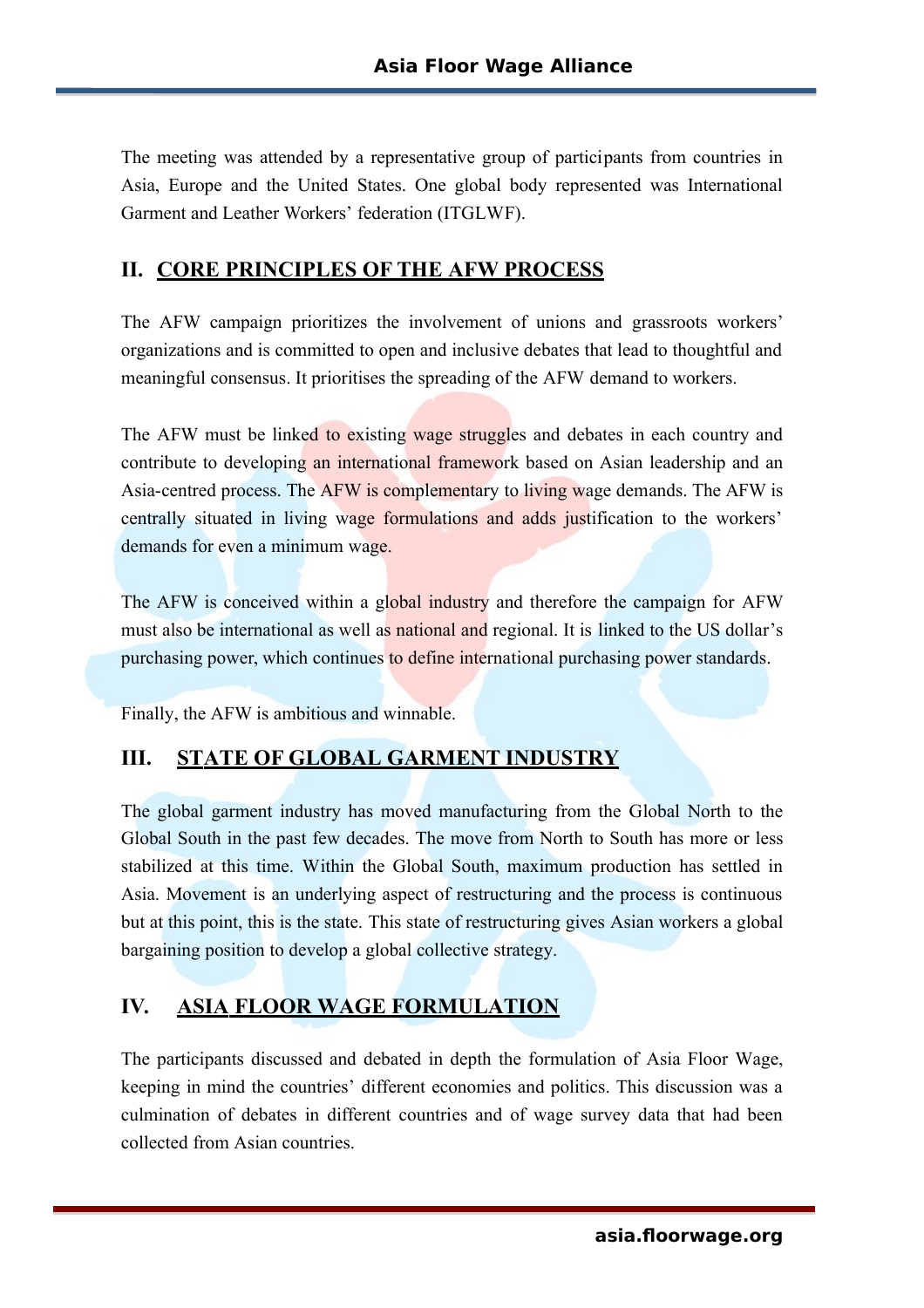The meeting was attended by a representative group of participants from countries in Asia, Europe and the United States. One global body represented was International Garment and Leather Workers' federation (ITGLWF).

## II. CORE PRINCIPLES OF THE AFW PROCESS

The AFW campaign prioritizes the involvement of unions and grassroots workers' organizations and is committed to open and inclusive debates that lead to thoughtful and meaningful consensus. It prioritises the spreading of the AFW demand to workers.

The AFW must be linked to existing wage struggles and debates in each country and contribute to developing an international framework based on Asian leadership and an Asia-centred process. The AFW is complementary to living wage demands. The AFW is centrally situated in living wage formulations and adds justification to the workers' demands for even a minimum wage.

The AFW is conceived within a global industry and therefore the campaign for AFW must also be international as well as national and regional. It is linked to the US dollar's purchasing power, which continues to define international purchasing power standards.

Finally, the AFW is ambitious and winnable.

## III. STATE OF GLOBAL GARMENT INDUSTRY

The global garment industry has moved manufacturing from the Global North to the Global South in the past few decades. The move from North to South has more or less stabilized at this time. Within the Global South, maximum production has settled in Asia. Movement is an underlying aspect of restructuring and the process is continuous but at this point, this is the state. This state of restructuring gives Asian workers a global bargaining position to develop a global collective strategy.

## IV. ASIA FLOOR WAGE FORMULATION

The participants discussed and debated in depth the formulation of Asia Floor Wage, keeping in mind the countries' different economies and politics. This discussion was a culmination of debates in different countries and of wage survey data that had been collected from Asian countries.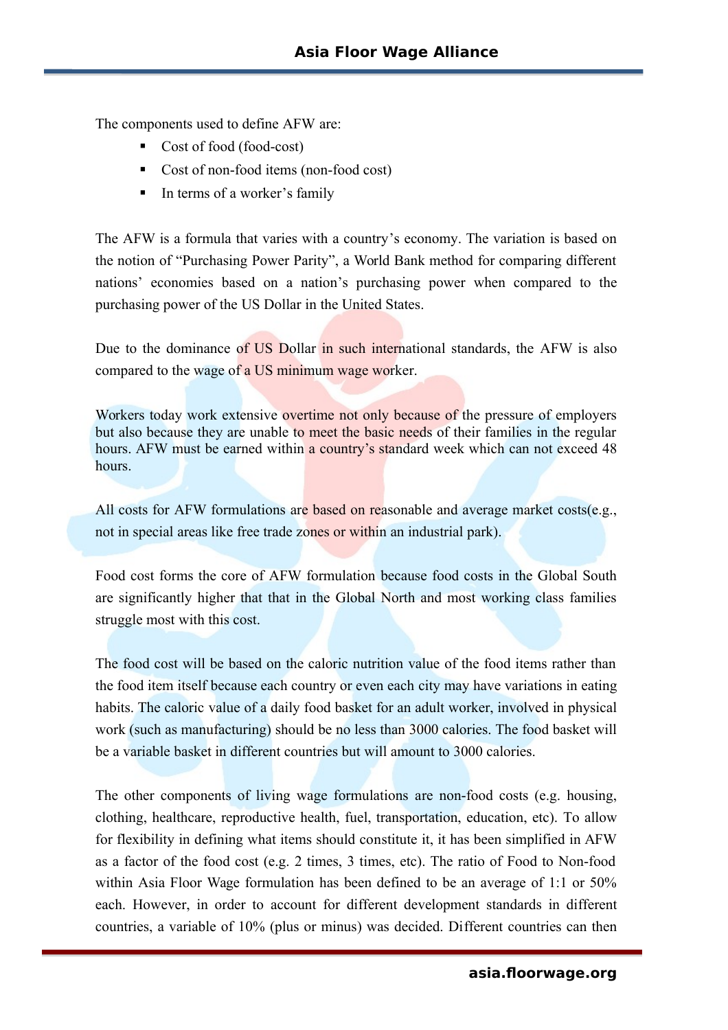The components used to define AFW are:

- Cost of food (food-cost)
- Cost of non-food items (non-food cost)
- In terms of a worker's family

The AFW is a formula that varies with a country's economy. The variation is based on the notion of "Purchasing Power Parity", a World Bank method for comparing different nations' economies based on a nation's purchasing power when compared to the purchasing power of the US Dollar in the United States.

Due to the dominance of US Dollar in such international standards, the AFW is also compared to the wage of a US minimum wage worker.

Workers today work extensive overtime not only because of the pressure of employers but also because they are unable to meet the basic needs of their families in the regular hours. AFW must be earned within a country's standard week which can not exceed 48 hours.

All costs for AFW formulations are based on reasonable and average market costs(e.g., not in special areas like free trade zones or within an industrial park).

Food cost forms the core of AFW formulation because food costs in the Global South are significantly higher that that in the Global North and most working class families struggle most with this cost.

The food cost will be based on the caloric nutrition value of the food items rather than the food item itself because each country or even each city may have variations in eating habits. The caloric value of a daily food basket for an adult worker, involved in physical work (such as manufacturing) should be no less than 3000 calories. The food basket will be a variable basket in different countries but will amount to 3000 calories.

The other components of living wage formulations are non-food costs (e.g. housing, clothing, healthcare, reproductive health, fuel, transportation, education, etc). To allow for flexibility in defining what items should constitute it, it has been simplified in AFW as a factor of the food cost (e.g. 2 times, 3 times, etc). The ratio of Food to Non-food within Asia Floor Wage formulation has been defined to be an average of 1:1 or 50% each. However, in order to account for different development standards in different countries, a variable of 10% (plus or minus) was decided. Different countries can then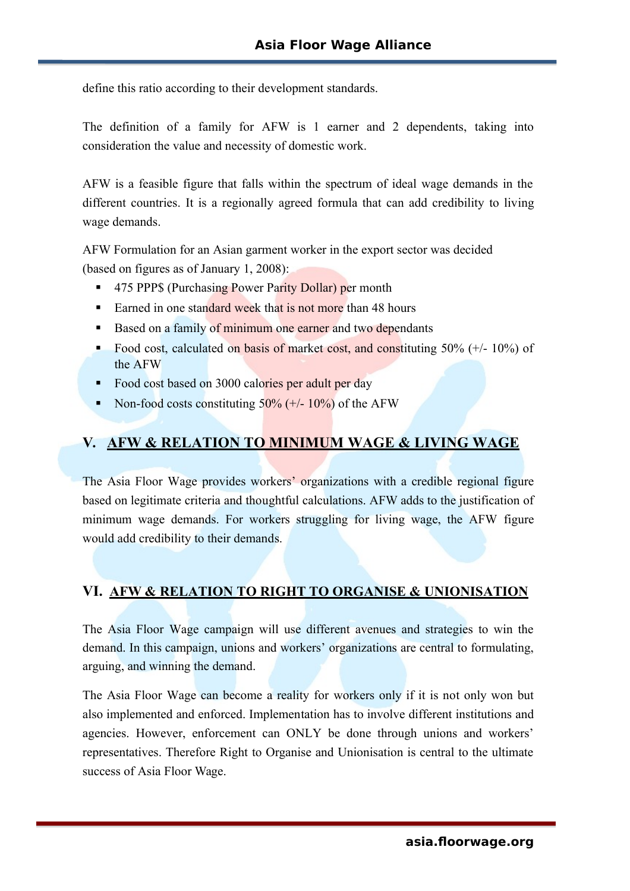define this ratio according to their development standards.

The definition of a family for AFW is 1 earner and 2 dependents, taking into consideration the value and necessity of domestic work.

AFW is a feasible figure that falls within the spectrum of ideal wage demands in the different countries. It is a regionally agreed formula that can add credibility to living wage demands.

AFW Formulation for an Asian garment worker in the export sector was decided (based on figures as of January 1, 2008):

- 475 PPP$ (Purchasing Power Parity Dollar) per month
- Earned in one standard week that is not more than 48 hours
- Based on a family of minimum one earner and two dependants
- Food cost, calculated on basis of market cost, and constituting 50% (+/- 10%) of the AFW
- Food cost based on 3000 calories per adult per day
- Non-food costs constituting 50% (+/- 10%) of the AFW

## V. AFW & RELATION TO MINIMUM WAGE & LIVING WAGE

The Asia Floor Wage provides workers' organizations with a credible regional figure based on legitimate criteria and thoughtful calculations. AFW adds to the justification of minimum wage demands. For workers struggling for living wage, the AFW figure would add credibility to their demands.

## VI. AFW & RELATION TO RIGHT TO ORGANISE & UNIONISATION

The Asia Floor Wage campaign will use different avenues and strategies to win the demand. In this campaign, unions and workers' organizations are central to formulating, arguing, and winning the demand.

The Asia Floor Wage can become a reality for workers only if it is not only won but also implemented and enforced. Implementation has to involve different institutions and agencies. However, enforcement can ONLY be done through unions and workers' representatives. Therefore Right to Organise and Unionisation is central to the ultimate success of Asia Floor Wage.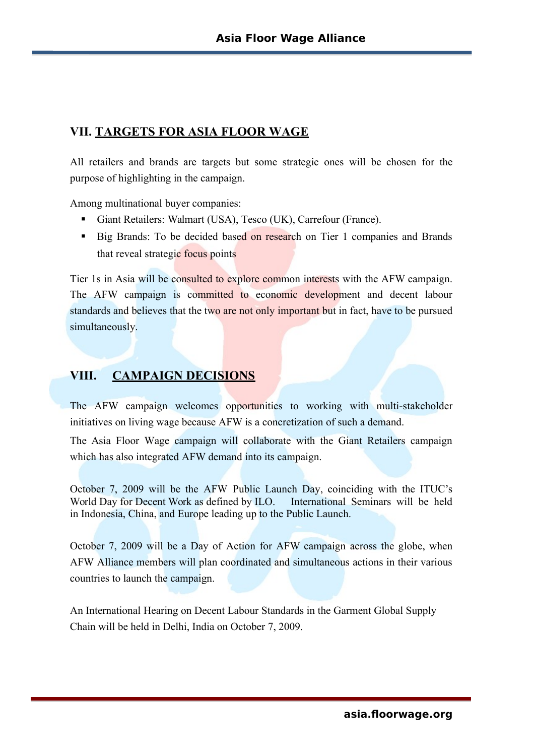## VII. TARGETS FOR ASIA FLOOR WAGE

All retailers and brands are targets but some strategic ones will be chosen for the purpose of highlighting in the campaign.

Among multinational buyer companies:

- Giant Retailers: Walmart (USA), Tesco (UK), Carrefour (France).
- Big Brands: To be decided based on research on Tier 1 companies and Brands that reveal strategic focus points

Tier 1s in Asia will be consulted to explore common interests with the AFW campaign. The AFW campaign is committed to economic development and decent labour standards and believes that the two are not only important but in fact, have to be pursued simultaneously.

## VIII. CAMPAIGN DECISIONS

The AFW campaign welcomes opportunities to working with multi-stakeholder initiatives on living wage because AFW is a concretization of such a demand.

The Asia Floor Wage campaign will collaborate with the Giant Retailers campaign which has also integrated AFW demand into its campaign.

October 7, 2009 will be the AFW Public Launch Day, coinciding with the ITUC's World Day for Decent Work as defined by ILO. International Seminars will be held in Indonesia, China, and Europe leading up to the Public Launch.

October 7, 2009 will be a Day of Action for AFW campaign across the globe, when AFW Alliance members will plan coordinated and simultaneous actions in their various countries to launch the campaign.

An International Hearing on Decent Labour Standards in the Garment Global Supply Chain will be held in Delhi, India on October 7, 2009.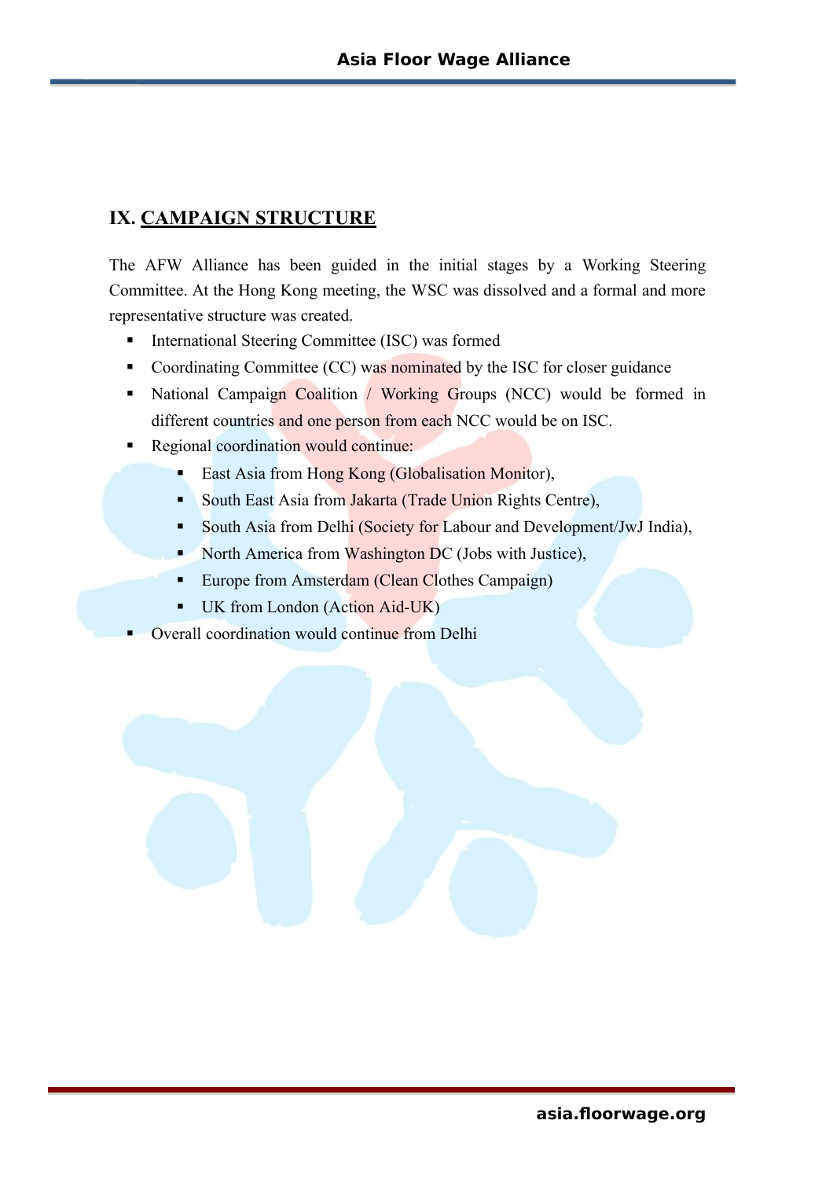## IX. CAMPAIGN STRUCTURE

The AFW Alliance has been guided in the initial stages by a Working Steering Committee. At the Hong Kong meeting, the WSC was dissolved and a formal and more representative structure was created.

- International Steering Committee (ISC) was formed
- Coordinating Committee (CC) was nominated by the ISC for closer guidance
- National Campaign Coalition / Working Groups (NCC) would be formed in different countries and one person from each NCC would be on ISC.
- Regional coordination would continue:
  - East Asia from Hong Kong (Globalisation Monitor),
  - South East Asia from Jakarta (Trade Union Rights Centre),
  - South Asia from Delhi (Society for Labour and Development/JwJ India),
  - North America from Washington DC (Jobs with Justice),
  - Europe from Amsterdam (Clean Clothes Campaign)
  - UK from London (Action Aid-UK)
- Overall coordination would continue from Delhi